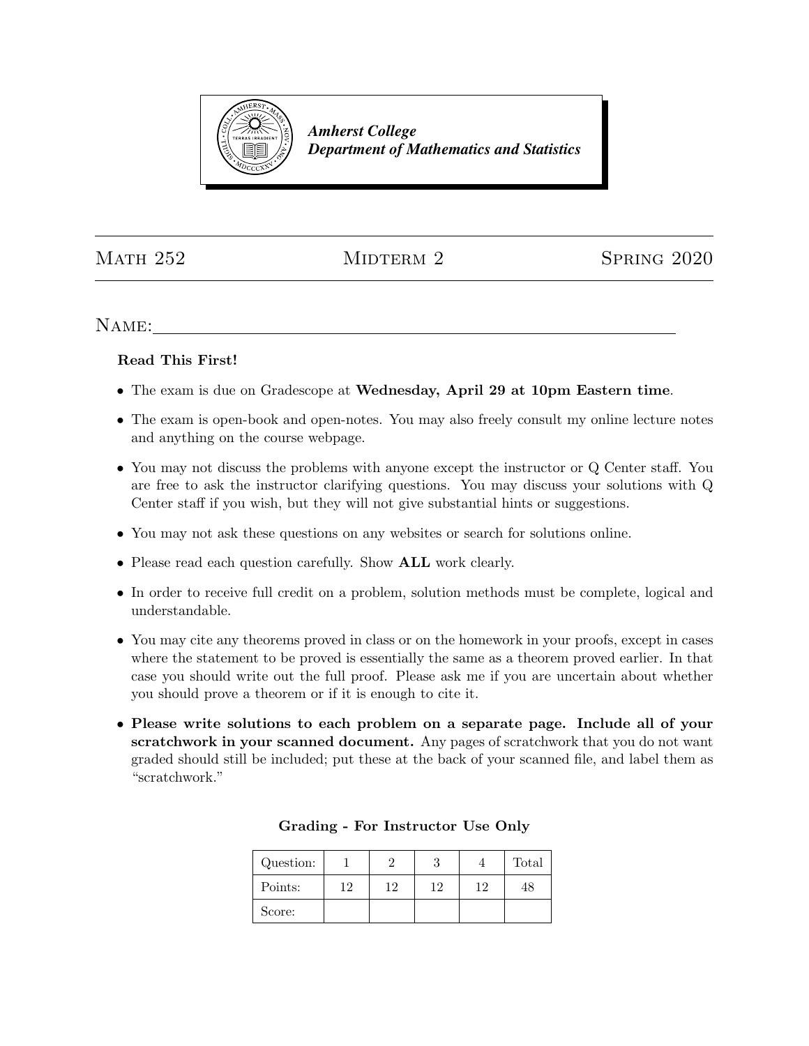***Amherst College***
***Department of Mathematics and Statistics***

---

Math 252 | Midterm 2 | Spring 2020

---

Name:\_\_\_\_\_\_\_\_\_\_\_\_\_\_\_\_\_\_\_\_\_\_\_\_\_\_\_\_\_\_\_\_\_\_\_\_\_\_\_\_\_\_\_\_\_\_

**Read This First!**

- The exam is due on Gradescope at **Wednesday, April 29 at 10pm Eastern time**.
- The exam is open-book and open-notes. You may also freely consult my online lecture notes and anything on the course webpage.
- You may not discuss the problems with anyone except the instructor or Q Center staff. You are free to ask the instructor clarifying questions. You may discuss your solutions with Q Center staff if you wish, but they will not give substantial hints or suggestions.
- You may not ask these questions on any websites or search for solutions online.
- Please read each question carefully. Show **ALL** work clearly.
- In order to receive full credit on a problem, solution methods must be complete, logical and understandable.
- You may cite any theorems proved in class or on the homework in your proofs, except in cases where the statement to be proved is essentially the same as a theorem proved earlier. In that case you should write out the full proof. Please ask me if you are uncertain about whether you should prove a theorem or if it is enough to cite it.
- **Please write solutions to each problem on a separate page. Include all of your scratchwork in your scanned document.** Any pages of scratchwork that you do not want graded should still be included; put these at the back of your scanned file, and label them as "scratchwork."

**Grading - For Instructor Use Only**

| Question: | 1 | 2 | 3 | 4 | Total |
|---|---|---|---|---|---|
| Points: | 12 | 12 | 12 | 12 | 48 |
| Score: | | | | | |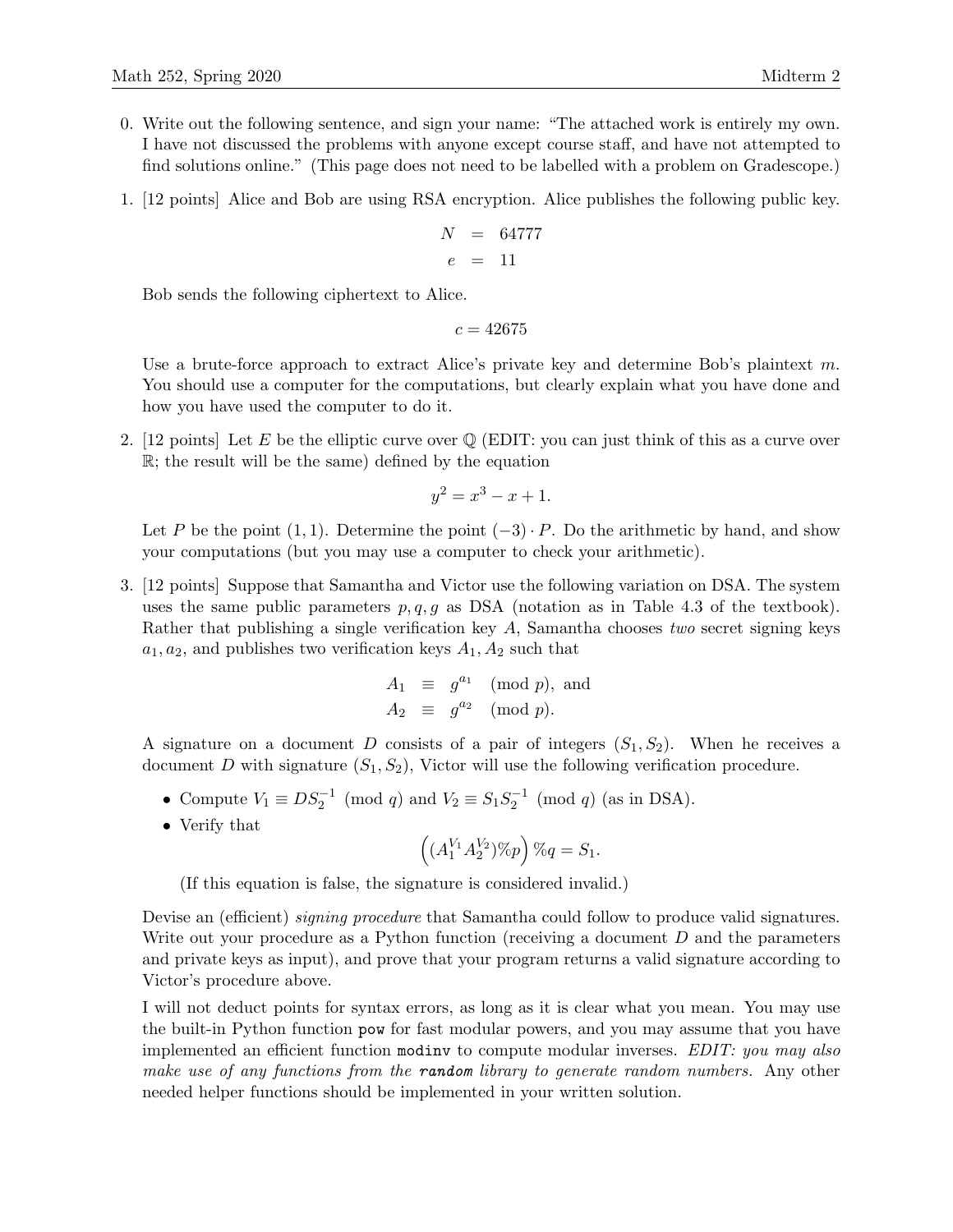0. Write out the following sentence, and sign your name: "The attached work is entirely my own. I have not discussed the problems with anyone except course staff, and have not attempted to find solutions online." (This page does not need to be labelled with a problem on Gradescope.)

1. [12 points] Alice and Bob are using RSA encryption. Alice publishes the following public key.

$$\begin{aligned} N &= 64777 \\ e &= 11 \end{aligned}$$

Bob sends the following ciphertext to Alice.

$$c = 42675$$

Use a brute-force approach to extract Alice's private key and determine Bob's plaintext $m$. You should use a computer for the computations, but clearly explain what you have done and how you have used the computer to do it.

2. [12 points] Let $E$ be the elliptic curve over $\mathbb{Q}$ (EDIT: you can just think of this as a curve over $\mathbb{R}$; the result will be the same) defined by the equation

$$y^2 = x^3 - x + 1.$$

Let $P$ be the point $(1, 1)$. Determine the point $(-3) \cdot P$. Do the arithmetic by hand, and show your computations (but you may use a computer to check your arithmetic).

3. [12 points] Suppose that Samantha and Victor use the following variation on DSA. The system uses the same public parameters $p, q, g$ as DSA (notation as in Table 4.3 of the textbook). Rather that publishing a single verification key $A$, Samantha chooses *two* secret signing keys $a_1, a_2$, and publishes two verification keys $A_1, A_2$ such that

$$\begin{aligned} A_1 &\equiv g^{a_1} \pmod{p}, \text{ and} \\ A_2 &\equiv g^{a_2} \pmod{p}. \end{aligned}$$

A signature on a document $D$ consists of a pair of integers $(S_1, S_2)$. When he receives a document $D$ with signature $(S_1, S_2)$, Victor will use the following verification procedure.

- Compute $V_1 \equiv DS_2^{-1} \pmod{q}$ and $V_2 \equiv S_1 S_2^{-1} \pmod{q}$ (as in DSA).
- Verify that

$$\left( (A_1^{V_1} A_2^{V_2}) \% p \right) \% q = S_1.$$

(If this equation is false, the signature is considered invalid.)

Devise an (efficient) *signing procedure* that Samantha could follow to produce valid signatures. Write out your procedure as a Python function (receiving a document $D$ and the parameters and private keys as input), and prove that your program returns a valid signature according to Victor's procedure above.

I will not deduct points for syntax errors, as long as it is clear what you mean. You may use the built-in Python function `pow` for fast modular powers, and you may assume that you have implemented an efficient function `modinv` to compute modular inverses. *EDIT: you may also make use of any functions from the `random` library to generate random numbers.* Any other needed helper functions should be implemented in your written solution.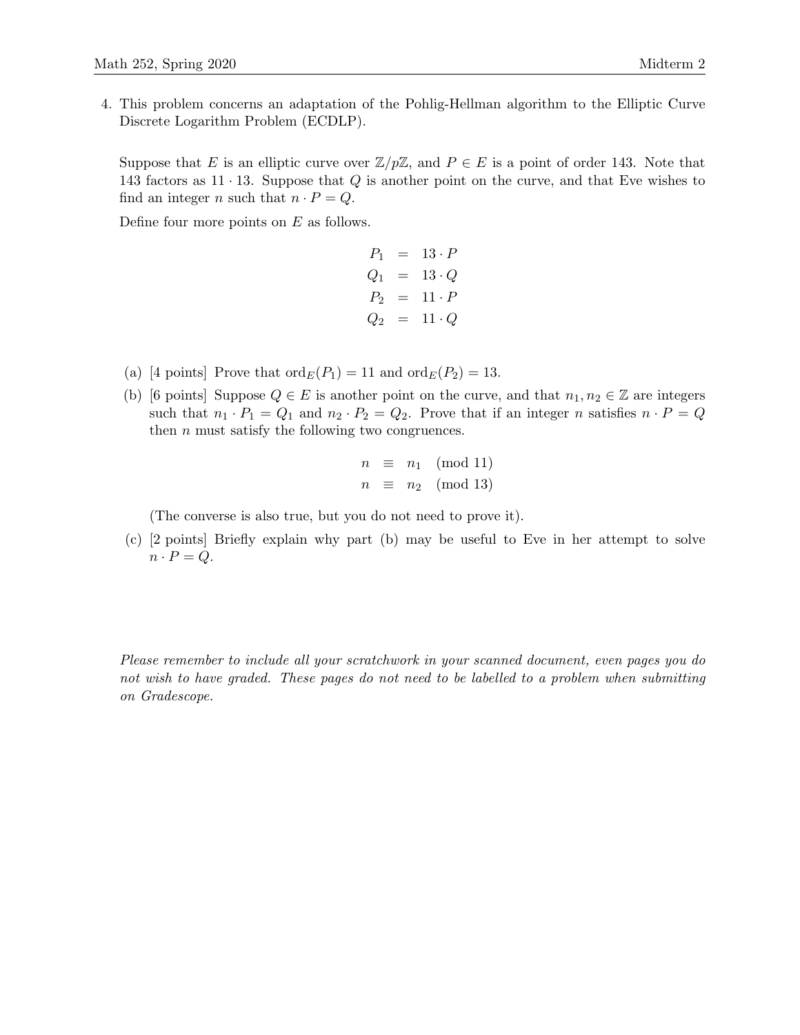4. This problem concerns an adaptation of the Pohlig-Hellman algorithm to the Elliptic Curve Discrete Logarithm Problem (ECDLP).

   Suppose that $E$ is an elliptic curve over $\mathbb{Z}/p\mathbb{Z}$, and $P \in E$ is a point of order 143. Note that 143 factors as $11 \cdot 13$. Suppose that $Q$ is another point on the curve, and that Eve wishes to find an integer $n$ such that $n \cdot P = Q$.

   Define four more points on $E$ as follows.

$$
\begin{aligned}
P_1 &= 13 \cdot P \\
Q_1 &= 13 \cdot Q \\
P_2 &= 11 \cdot P \\
Q_2 &= 11 \cdot Q
\end{aligned}
$$

   (a) [4 points] Prove that $\mathrm{ord}_E(P_1) = 11$ and $\mathrm{ord}_E(P_2) = 13$.

   (b) [6 points] Suppose $Q \in E$ is another point on the curve, and that $n_1, n_2 \in \mathbb{Z}$ are integers such that $n_1 \cdot P_1 = Q_1$ and $n_2 \cdot P_2 = Q_2$. Prove that if an integer $n$ satisfies $n \cdot P = Q$ then $n$ must satisfy the following two congruences.

$$
\begin{aligned}
n &\equiv n_1 \pmod{11} \\
n &\equiv n_2 \pmod{13}
\end{aligned}
$$

   (The converse is also true, but you do not need to prove it).

   (c) [2 points] Briefly explain why part (b) may be useful to Eve in her attempt to solve $n \cdot P = Q$.

*Please remember to include all your scratchwork in your scanned document, even pages you do not wish to have graded. These pages do not need to be labelled to a problem when submitting on Gradescope.*